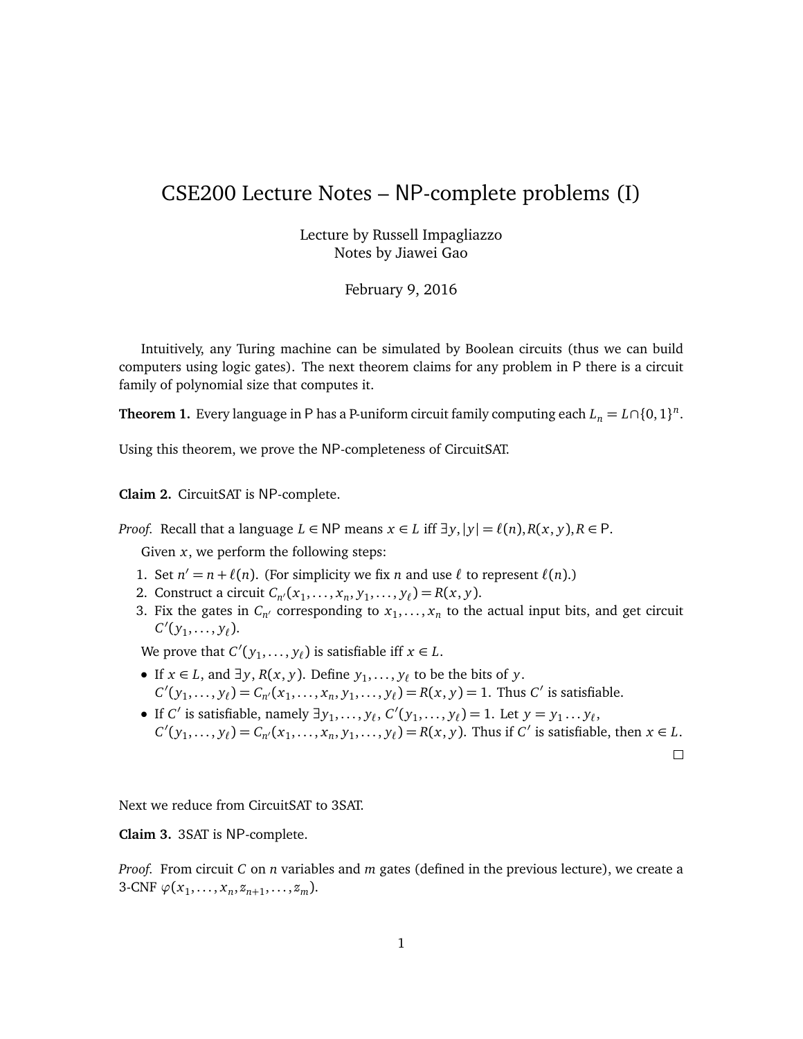# CSE200 Lecture Notes – NP-complete problems (I)

Lecture by Russell Impagliazzo
Notes by Jiawei Gao

February 9, 2016

Intuitively, any Turing machine can be simulated by Boolean circuits (thus we can build computers using logic gates). The next theorem claims for any problem in P there is a circuit family of polynomial size that computes it.

**Theorem 1.** Every language in P has a P-uniform circuit family computing each $L_n = L \cap \{0,1\}^n$.

Using this theorem, we prove the NP-completeness of CircuitSAT.

**Claim 2.** CircuitSAT is NP-complete.

*Proof.* Recall that a language $L \in \mathsf{NP}$ means $x \in L$ iff $\exists y, |y| = \ell(n), R(x,y), R \in \mathsf{P}$.

Given $x$, we perform the following steps:

1. Set $n' = n + \ell(n)$. (For simplicity we fix $n$ and use $\ell$ to represent $\ell(n)$.)
2. Construct a circuit $C_{n'}(x_1, \ldots, x_n, y_1, \ldots, y_\ell) = R(x,y)$.
3. Fix the gates in $C_{n'}$ corresponding to $x_1, \ldots, x_n$ to the actual input bits, and get circuit $C'(y_1, \ldots, y_\ell)$.

We prove that $C'(y_1, \ldots, y_\ell)$ is satisfiable iff $x \in L$.

- If $x \in L$, and $\exists y, R(x,y)$. Define $y_1, \ldots, y_\ell$ to be the bits of $y$.
  $C'(y_1, \ldots, y_\ell) = C_{n'}(x_1, \ldots, x_n, y_1, \ldots, y_\ell) = R(x,y) = 1$. Thus $C'$ is satisfiable.
- If $C'$ is satisfiable, namely $\exists y_1, \ldots, y_\ell$, $C'(y_1, \ldots, y_\ell) = 1$. Let $y = y_1 \ldots y_\ell$,
  $C'(y_1, \ldots, y_\ell) = C_{n'}(x_1, \ldots, x_n, y_1, \ldots, y_\ell) = R(x,y)$. Thus if $C'$ is satisfiable, then $x \in L$.

□

Next we reduce from CircuitSAT to 3SAT.

**Claim 3.** 3SAT is NP-complete.

*Proof.* From circuit $C$ on $n$ variables and $m$ gates (defined in the previous lecture), we create a 3-CNF $\varphi(x_1, \ldots, x_n, z_{n+1}, \ldots, z_m)$.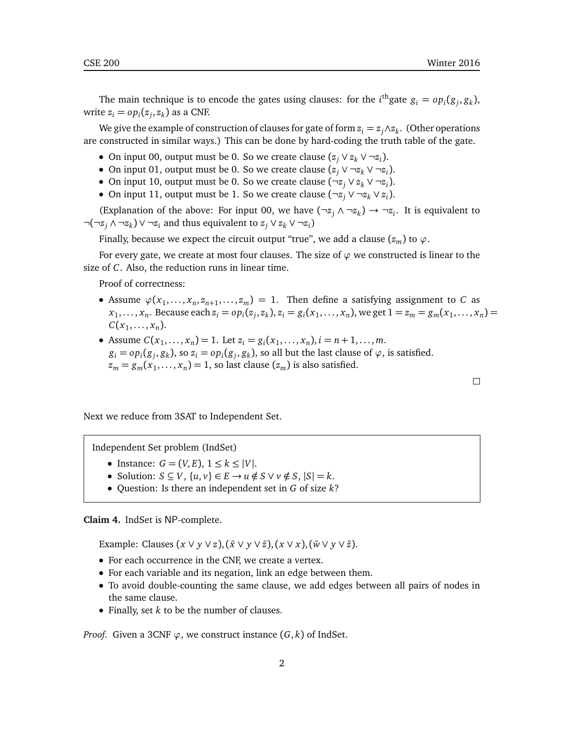The main technique is to encode the gates using clauses: for the $i^{\text{th}}$gate $g_i = op_i(g_j, g_k)$, write $z_i = op_i(z_j, z_k)$ as a CNF.

We give the example of construction of clauses for gate of form $z_i = z_j \wedge z_k$. (Other operations are constructed in similar ways.) This can be done by hard-coding the truth table of the gate.

- On input 00, output must be 0. So we create clause $(z_j \vee z_k \vee \neg z_i)$.
- On input 01, output must be 0. So we create clause $(z_j \vee \neg z_k \vee \neg z_i)$.
- On input 10, output must be 0. So we create clause $(\neg z_j \vee z_k \vee \neg z_i)$.
- On input 11, output must be 1. So we create clause $(\neg z_j \vee \neg z_k \vee z_i)$.

(Explanation of the above: For input 00, we have $(\neg z_j \wedge \neg z_k) \rightarrow \neg z_i$. It is equivalent to $\neg(\neg z_j \wedge \neg z_k) \vee \neg z_i$ and thus equivalent to $z_j \vee z_k \vee \neg z_i$)

Finally, because we expect the circuit output "true", we add a clause $(z_m)$ to $\varphi$.

For every gate, we create at most four clauses. The size of $\varphi$ we constructed is linear to the size of $C$. Also, the reduction runs in linear time.

Proof of correctness:

- Assume $\varphi(x_1, \ldots, x_n, z_{n+1}, \ldots, z_m) = 1$. Then define a satisfying assignment to $C$ as $x_1, \ldots, x_n$. Because each $z_i = op_i(z_j, z_k)$, $z_i = g_i(x_1, \ldots, x_n)$, we get $1 = z_m = g_m(x_1, \ldots, x_n) = C(x_1, \ldots, x_n)$.
- Assume $C(x_1, \ldots, x_n) = 1$. Let $z_i = g_i(x_1, \ldots, x_n), i = n+1, \ldots, m$.
  $g_i = op_i(g_j, g_k)$, so $z_i = op_i(g_j, g_k)$, so all but the last clause of $\varphi$, is satisfied.
  $z_m = g_m(x_1, \ldots, x_n) = 1$, so last clause $(z_m)$ is also satisfied.

□

Next we reduce from 3SAT to Independent Set.

> Independent Set problem (IndSet)
>
> - Instance: $G = (V, E)$, $1 \leq k \leq |V|$.
> - Solution: $S \subseteq V$, $\{u, v\} \in E \rightarrow u \notin S \vee v \notin S$, $|S| = k$.
> - Question: Is there an independent set in $G$ of size $k$?

**Claim 4.** IndSet is NP-complete.

Example: Clauses $(x \vee y \vee z), (\bar{x} \vee y \vee \bar{z}), (x \vee x), (\bar{w} \vee y \vee \bar{z})$.

- For each occurrence in the CNF, we create a vertex.
- For each variable and its negation, link an edge between them.
- To avoid double-counting the same clause, we add edges between all pairs of nodes in the same clause.
- Finally, set $k$ to be the number of clauses.

*Proof.* Given a 3CNF $\varphi$, we construct instance $(G, k)$ of IndSet.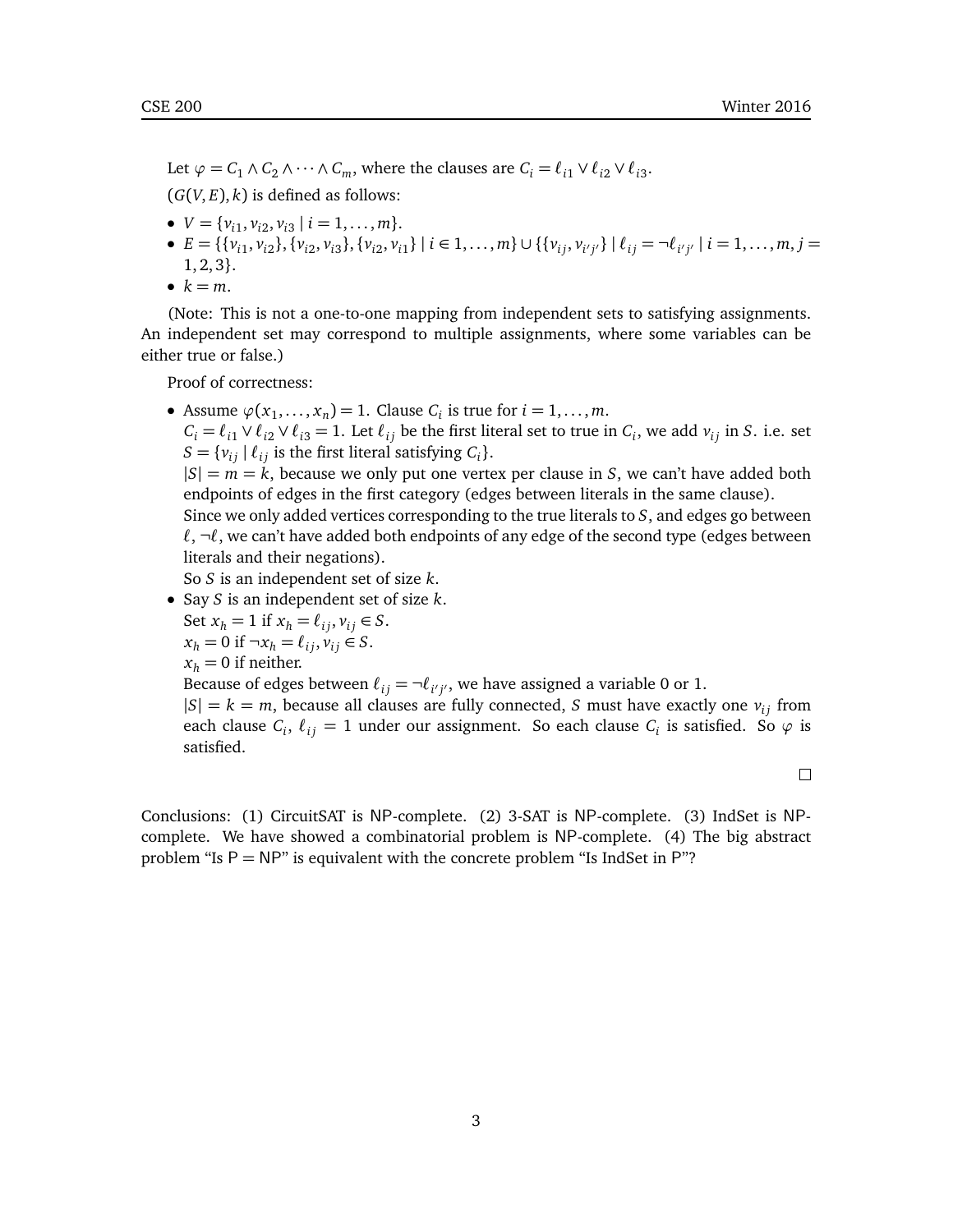Let $\varphi = C_1 \wedge C_2 \wedge \cdots \wedge C_m$, where the clauses are $C_i = \ell_{i1} \vee \ell_{i2} \vee \ell_{i3}$.

$(G(V,E), k)$ is defined as follows:

- $V = \{v_{i1}, v_{i2}, v_{i3} \mid i = 1, \ldots, m\}$.
- $E = \{\{v_{i1}, v_{i2}\}, \{v_{i2}, v_{i3}\}, \{v_{i2}, v_{i1}\} \mid i \in 1, \ldots, m\} \cup \{\{v_{ij}, v_{i'j'}\} \mid \ell_{ij} = \neg \ell_{i'j'} \mid i = 1, \ldots, m, j = 1, 2, 3\}$.
- $k = m$.

(Note: This is not a one-to-one mapping from independent sets to satisfying assignments. An independent set may correspond to multiple assignments, where some variables can be either true or false.)

Proof of correctness:

- Assume $\varphi(x_1, \ldots, x_n) = 1$. Clause $C_i$ is true for $i = 1, \ldots, m$.
  $C_i = \ell_{i1} \vee \ell_{i2} \vee \ell_{i3} = 1$. Let $\ell_{ij}$ be the first literal set to true in $C_i$, we add $v_{ij}$ in $S$. i.e. set $S = \{v_{ij} \mid \ell_{ij} \text{ is the first literal satisfying } C_i\}$.
  $|S| = m = k$, because we only put one vertex per clause in $S$, we can't have added both endpoints of edges in the first category (edges between literals in the same clause).
  Since we only added vertices corresponding to the true literals to $S$, and edges go between $\ell, \neg\ell$, we can't have added both endpoints of any edge of the second type (edges between literals and their negations).
  So $S$ is an independent set of size $k$.
- Say $S$ is an independent set of size $k$.
  Set $x_h = 1$ if $x_h = \ell_{ij}, v_{ij} \in S$.
  $x_h = 0$ if $\neg x_h = \ell_{ij}, v_{ij} \in S$.
  $x_h = 0$ if neither.
  Because of edges between $\ell_{ij} = \neg \ell_{i'j'}$, we have assigned a variable 0 or 1.
  $|S| = k = m$, because all clauses are fully connected, $S$ must have exactly one $v_{ij}$ from each clause $C_i$, $\ell_{ij} = 1$ under our assignment. So each clause $C_i$ is satisfied. So $\varphi$ is satisfied.

□

Conclusions: (1) CircuitSAT is NP-complete. (2) 3-SAT is NP-complete. (3) IndSet is NP-complete. We have showed a combinatorial problem is NP-complete. (4) The big abstract problem "Is P = NP" is equivalent with the concrete problem "Is IndSet in P"?